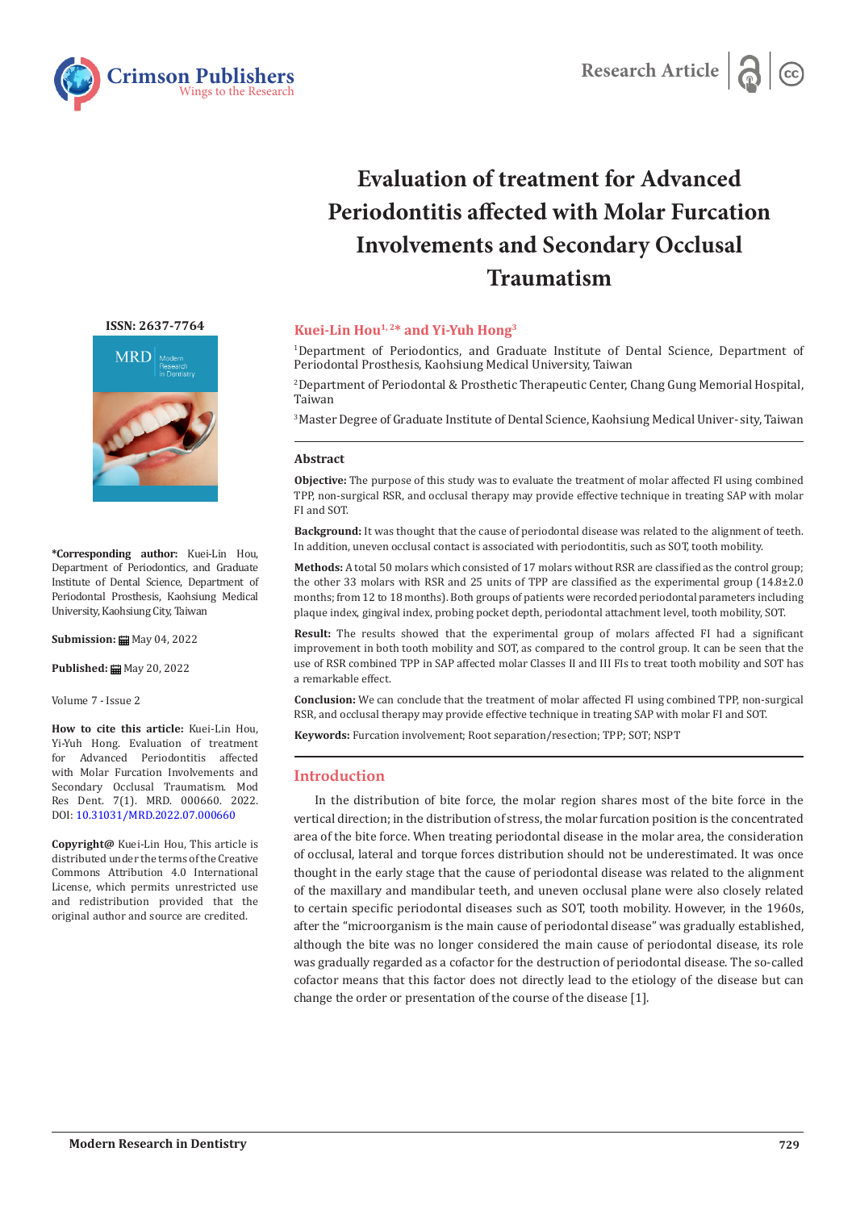# Evaluation of treatment for Advanced Periodontitis affected with Molar Furcation Involvements and Secondary Occlusal Traumatism

**Kuei-Lin Hou[1, 2]* and Yi-Yuh Hong[3]**

[1]Department of Periodontics, and Graduate Institute of Dental Science, Department of Periodontal Prosthesis, Kaohsiung Medical University, Taiwan

[2]Department of Periodontal & Prosthetic Therapeutic Center, Chang Gung Memorial Hospital, Taiwan

[3]Master Degree of Graduate Institute of Dental Science, Kaohsiung Medical Univer-sity, Taiwan

ISSN: 2637-7764

**\*Corresponding author:** Kuei-Lin Hou, Department of Periodontics, and Graduate Institute of Dental Science, Department of Periodontal Prosthesis, Kaohsiung Medical University, Kaohsiung City, Taiwan

**Submission:** May 04, 2022

**Published:** May 20, 2022

Volume 7 - Issue 2

**How to cite this article:** Kuei-Lin Hou, Yi-Yuh Hong. Evaluation of treatment for Advanced Periodontitis affected with Molar Furcation Involvements and Secondary Occlusal Traumatism. Mod Res Dent. 7(1). MRD. 000660. 2022. DOI: 10.31031/MRD.2022.07.000660

**Copyright@** Kuei-Lin Hou, This article is distributed under the terms of the Creative Commons Attribution 4.0 International License, which permits unrestricted use and redistribution provided that the original author and source are credited.

## Abstract

**Objective:** The purpose of this study was to evaluate the treatment of molar affected FI using combined TPP, non-surgical RSR, and occlusal therapy may provide effective technique in treating SAP with molar FI and SOT.

**Background:** It was thought that the cause of periodontal disease was related to the alignment of teeth. In addition, uneven occlusal contact is associated with periodontitis, such as SOT, tooth mobility.

**Methods:** A total 50 molars which consisted of 17 molars without RSR are classified as the control group; the other 33 molars with RSR and 25 units of TPP are classified as the experimental group (14.8±2.0 months; from 12 to 18 months). Both groups of patients were recorded periodontal parameters including plaque index, gingival index, probing pocket depth, periodontal attachment level, tooth mobility, SOT.

**Result:** The results showed that the experimental group of molars affected FI had a significant improvement in both tooth mobility and SOT, as compared to the control group. It can be seen that the use of RSR combined TPP in SAP affected molar Classes II and III FIs to treat tooth mobility and SOT has a remarkable effect.

**Conclusion:** We can conclude that the treatment of molar affected FI using combined TPP, non-surgical RSR, and occlusal therapy may provide effective technique in treating SAP with molar FI and SOT.

**Keywords:** Furcation involvement; Root separation/resection; TPP; SOT; NSPT

## Introduction

In the distribution of bite force, the molar region shares most of the bite force in the vertical direction; in the distribution of stress, the molar furcation position is the concentrated area of the bite force. When treating periodontal disease in the molar area, the consideration of occlusal, lateral and torque forces distribution should not be underestimated. It was once thought in the early stage that the cause of periodontal disease was related to the alignment of the maxillary and mandibular teeth, and uneven occlusal plane were also closely related to certain specific periodontal diseases such as SOT, tooth mobility. However, in the 1960s, after the "microorganism is the main cause of periodontal disease" was gradually established, although the bite was no longer considered the main cause of periodontal disease, its role was gradually regarded as a cofactor for the destruction of periodontal disease. The so-called cofactor means that this factor does not directly lead to the etiology of the disease but can change the order or presentation of the course of the disease [1].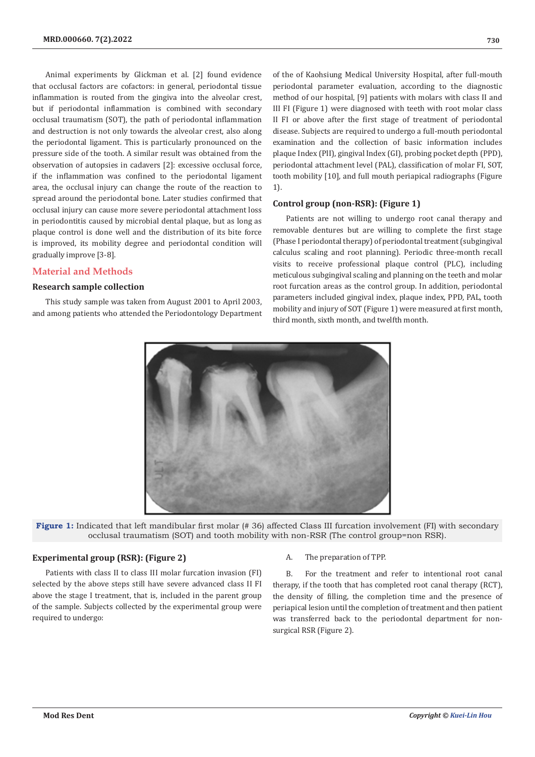Animal experiments by Glickman et al. [2] found evidence that occlusal factors are cofactors: in general, periodontal tissue inflammation is routed from the gingiva into the alveolar crest, but if periodontal inflammation is combined with secondary occlusal traumatism (SOT), the path of periodontal inflammation and destruction is not only towards the alveolar crest, also along the periodontal ligament. This is particularly pronounced on the pressure side of the tooth. A similar result was obtained from the observation of autopsies in cadavers [2]: excessive occlusal force, if the inflammation was confined to the periodontal ligament area, the occlusal injury can change the route of the reaction to spread around the periodontal bone. Later studies confirmed that occlusal injury can cause more severe periodontal attachment loss in periodontitis caused by microbial dental plaque, but as long as plaque control is done well and the distribution of its bite force is improved, its mobility degree and periodontal condition will gradually improve [3-8].

## Material and Methods

### Research sample collection

This study sample was taken from August 2001 to April 2003, and among patients who attended the Periodontology Department of the of Kaohsiung Medical University Hospital, after full-mouth periodontal parameter evaluation, according to the diagnostic method of our hospital, [9] patients with molars with class II and III FI (Figure 1) were diagnosed with teeth with root molar class II FI or above after the first stage of treatment of periodontal disease. Subjects are required to undergo a full-mouth periodontal examination and the collection of basic information includes plaque Index (PlI), gingival Index (GI), probing pocket depth (PPD), periodontal attachment level (PAL), classification of molar FI, SOT, tooth mobility [10], and full mouth periapical radiographs (Figure 1).

### Control group (non-RSR): (Figure 1)

Patients are not willing to undergo root canal therapy and removable dentures but are willing to complete the first stage (Phase I periodontal therapy) of periodontal treatment (subgingival calculus scaling and root planning). Periodic three-month recall visits to receive professional plaque control (PLC), including meticulous subgingival scaling and planning on the teeth and molar root furcation areas as the control group. In addition, periodontal parameters included gingival index, plaque index, PPD, PAL, tooth mobility and injury of SOT (Figure 1) were measured at first month, third month, sixth month, and twelfth month.

**Figure 1:** Indicated that left mandibular first molar (# 36) affected Class III furcation involvement (FI) with secondary occlusal traumatism (SOT) and tooth mobility with non-RSR (The control group=non RSR).

### Experimental group (RSR): (Figure 2)

Patients with class II to class III molar furcation invasion (FI) selected by the above steps still have severe advanced class II FI above the stage I treatment, that is, included in the parent group of the sample. Subjects collected by the experimental group were required to undergo:

A. The preparation of TPP.

B. For the treatment and refer to intentional root canal therapy, if the tooth that has completed root canal therapy (RCT), the density of filling, the completion time and the presence of periapical lesion until the completion of treatment and then patient was transferred back to the periodontal department for non-surgical RSR (Figure 2).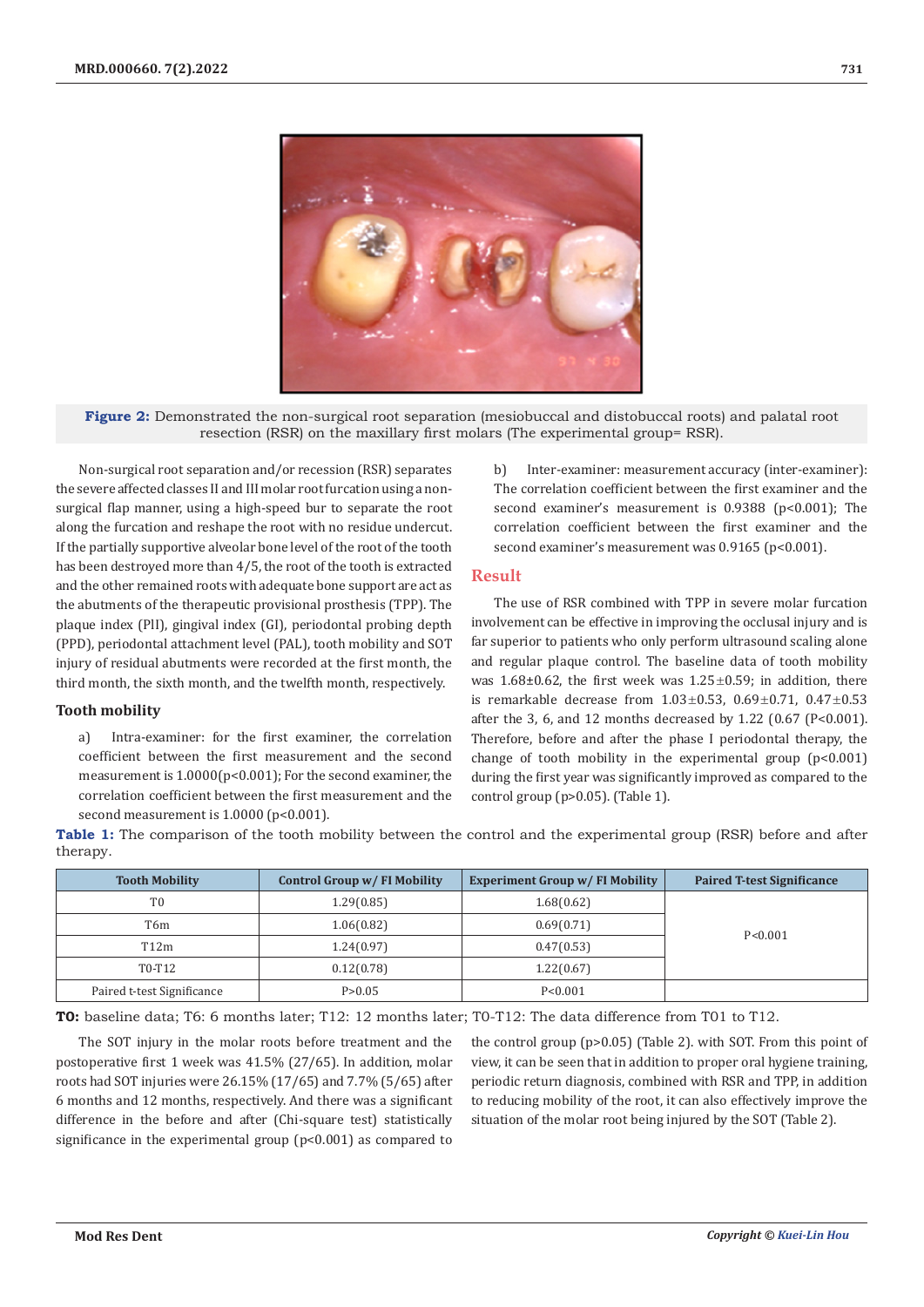**Figure 2:** Demonstrated the non-surgical root separation (mesiobuccal and distobuccal roots) and palatal root resection (RSR) on the maxillary first molars (The experimental group= RSR).

Non-surgical root separation and/or recession (RSR) separates the severe affected classes II and III molar root furcation using a non-surgical flap manner, using a high-speed bur to separate the root along the furcation and reshape the root with no residue undercut. If the partially supportive alveolar bone level of the root of the tooth has been destroyed more than 4/5, the root of the tooth is extracted and the other remained roots with adequate bone support are act as the abutments of the therapeutic provisional prosthesis (TPP). The plaque index (PlI), gingival index (GI), periodontal probing depth (PPD), periodontal attachment level (PAL), tooth mobility and SOT injury of residual abutments were recorded at the first month, the third month, the sixth month, and the twelfth month, respectively.

### Tooth mobility

a) Intra-examiner: for the first examiner, the correlation coefficient between the first measurement and the second measurement is 1.0000($p<0.001$); For the second examiner, the correlation coefficient between the first measurement and the second measurement is 1.0000 ($p<0.001$).

b) Inter-examiner: measurement accuracy (inter-examiner): The correlation coefficient between the first examiner and the second examiner's measurement is 0.9388 ($p<0.001$); The correlation coefficient between the first examiner and the second examiner's measurement was 0.9165 ($p<0.001$).

## Result

The use of RSR combined with TPP in severe molar furcation involvement can be effective in improving the occlusal injury and is far superior to patients who only perform ultrasound scaling alone and regular plaque control. The baseline data of tooth mobility was 1.68±0.62, the first week was 1.25±0.59; in addition, there is remarkable decrease from 1.03±0.53, 0.69±0.71, 0.47±0.53 after the 3, 6, and 12 months decreased by 1.22 (0.67 ($P<0.001$). Therefore, before and after the phase I periodontal therapy, the change of tooth mobility in the experimental group ($p<0.001$) during the first year was significantly improved as compared to the control group ($p>0.05$). (Table 1).

**Table 1:** The comparison of the tooth mobility between the control and the experimental group (RSR) before and after therapy.

| Tooth Mobility | Control Group w/ FI Mobility | Experiment Group w/ FI Mobility | Paired T-test Significance |
|---|---|---|---|
| T0 | 1.29(0.85) | 1.68(0.62) | P<0.001 |
| T6m | 1.06(0.82) | 0.69(0.71) | |
| T12m | 1.24(0.97) | 0.47(0.53) | |
| T0-T12 | 0.12(0.78) | 1.22(0.67) | |
| Paired t-test Significance | P>0.05 | P<0.001 | |

**T0:** baseline data; T6: 6 months later; T12: 12 months later; T0-T12: The data difference from T01 to T12.

The SOT injury in the molar roots before treatment and the postoperative first 1 week was 41.5% (27/65). In addition, molar roots had SOT injuries were 26.15% (17/65) and 7.7% (5/65) after 6 months and 12 months, respectively. And there was a significant difference in the before and after (Chi-square test) statistically significance in the experimental group ($p<0.001$) as compared to the control group ($p>0.05$) (Table 2). with SOT. From this point of view, it can be seen that in addition to proper oral hygiene training, periodic return diagnosis, combined with RSR and TPP, in addition to reducing mobility of the root, it can also effectively improve the situation of the molar root being injured by the SOT (Table 2).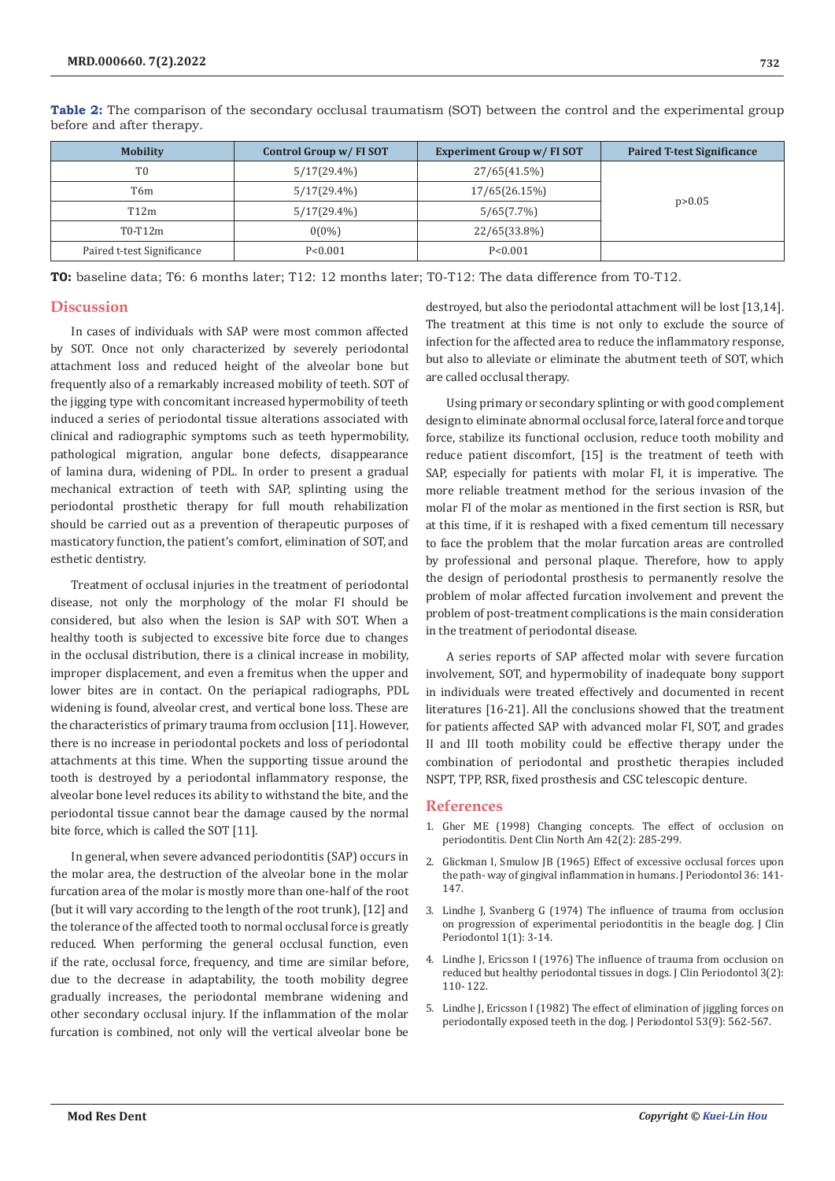**Table 2:** The comparison of the secondary occlusal traumatism (SOT) between the control and the experimental group before and after therapy.

| Mobility | Control Group w/ FI SOT | Experiment Group w/ FI SOT | Paired T-test Significance |
|---|---|---|---|
| T0 | 5/17(29.4%) | 27/65(41.5%) | p>0.05 |
| T6m | 5/17(29.4%) | 17/65(26.15%) | |
| T12m | 5/17(29.4%) | 5/65(7.7%) | |
| T0-T12m | 0(0%) | 22/65(33.8%) | |
| Paired t-test Significance | P<0.001 | P<0.001 | |

**T0:** baseline data; T6: 6 months later; T12: 12 months later; T0-T12: The data difference from T0-T12.

## Discussion

In cases of individuals with SAP were most common affected by SOT. Once not only characterized by severely periodontal attachment loss and reduced height of the alveolar bone but frequently also of a remarkably increased mobility of teeth. SOT of the jigging type with concomitant increased hypermobility of teeth induced a series of periodontal tissue alterations associated with clinical and radiographic symptoms such as teeth hypermobility, pathological migration, angular bone defects, disappearance of lamina dura, widening of PDL. In order to present a gradual mechanical extraction of teeth with SAP, splinting using the periodontal prosthetic therapy for full mouth rehabilitation should be carried out as a prevention of therapeutic purposes of masticatory function, the patient's comfort, elimination of SOT, and esthetic dentistry.

Treatment of occlusal injuries in the treatment of periodontal disease, not only the morphology of the molar FI should be considered, but also when the lesion is SAP with SOT. When a healthy tooth is subjected to excessive bite force due to changes in the occlusal distribution, there is a clinical increase in mobility, improper displacement, and even a fremitus when the upper and lower bites are in contact. On the periapical radiographs, PDL widening is found, alveolar crest, and vertical bone loss. These are the characteristics of primary trauma from occlusion [11]. However, there is no increase in periodontal pockets and loss of periodontal attachments at this time. When the supporting tissue around the tooth is destroyed by a periodontal inflammatory response, the alveolar bone level reduces its ability to withstand the bite, and the periodontal tissue cannot bear the damage caused by the normal bite force, which is called the SOT [11].

In general, when severe advanced periodontitis (SAP) occurs in the molar area, the destruction of the alveolar bone in the molar furcation area of the molar is mostly more than one-half of the root (but it will vary according to the length of the root trunk), [12] and the tolerance of the affected tooth to normal occlusal force is greatly reduced. When performing the general occlusal function, even if the rate, occlusal force, frequency, and time are similar before, due to the decrease in adaptability, the tooth mobility degree gradually increases, the periodontal membrane widening and other secondary occlusal injury. If the inflammation of the molar furcation is combined, not only will the vertical alveolar bone be destroyed, but also the periodontal attachment will be lost [13,14]. The treatment at this time is not only to exclude the source of infection for the affected area to reduce the inflammatory response, but also to alleviate or eliminate the abutment teeth of SOT, which are called occlusal therapy.

Using primary or secondary splinting or with good complement design to eliminate abnormal occlusal force, lateral force and torque force, stabilize its functional occlusion, reduce tooth mobility and reduce patient discomfort, [15] is the treatment of teeth with SAP, especially for patients with molar FI, it is imperative. The more reliable treatment method for the serious invasion of the molar FI of the molar as mentioned in the first section is RSR, but at this time, if it is reshaped with a fixed cementum till necessary to face the problem that the molar furcation areas are controlled by professional and personal plaque. Therefore, how to apply the design of periodontal prosthesis to permanently resolve the problem of molar affected furcation involvement and prevent the problem of post-treatment complications is the main consideration in the treatment of periodontal disease.

A series reports of SAP affected molar with severe furcation involvement, SOT, and hypermobility of inadequate bony support in individuals were treated effectively and documented in recent literatures [16-21]. All the conclusions showed that the treatment for patients affected SAP with advanced molar FI, SOT, and grades II and III tooth mobility could be effective therapy under the combination of periodontal and prosthetic therapies included NSPT, TPP, RSR, fixed prosthesis and CSC telescopic denture.

## References

1. Gher ME (1998) Changing concepts. The effect of occlusion on periodontitis. Dent Clin North Am 42(2): 285-299.
2. Glickman I, Smulow JB (1965) Effect of excessive occlusal forces upon the path- way of gingival inflammation in humans. J Periodontol 36: 141-147.
3. Lindhe J, Svanberg G (1974) The influence of trauma from occlusion on progression of experimental periodontitis in the beagle dog. J Clin Periodontol 1(1): 3-14.
4. Lindhe J, Ericsson I (1976) The influence of trauma from occlusion on reduced but healthy periodontal tissues in dogs. J Clin Periodontol 3(2): 110- 122.
5. Lindhe J, Ericsson I (1982) The effect of elimination of jiggling forces on periodontally exposed teeth in the dog. J Periodontol 53(9): 562-567.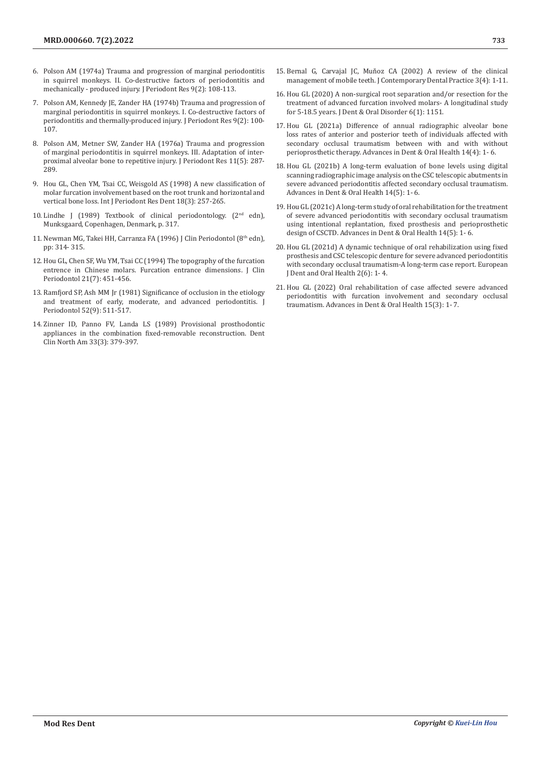6. Polson AM (1974a) Trauma and progression of marginal periodontitis in squirrel monkeys. II. Co-destructive factors of periodontitis and mechanically - produced injury. J Periodont Res 9(2): 108-113.
7. Polson AM, Kennedy JE, Zander HA (1974b) Trauma and progression of marginal periodontitis in squirrel monkeys. I. Co-destructive factors of periodontitis and thermally-produced injury. J Periodont Res 9(2): 100-107.
8. Polson AM, Metner SW, Zander HA (1976a) Trauma and progression of marginal periodontitis in squirrel monkeys. III. Adaptation of interproximal alveolar bone to repetitive injury. J Periodont Res 11(5): 287-289.
9. Hou GL, Chen YM, Tsai CC, Weisgold AS (1998) A new classification of molar furcation involvement based on the root trunk and horizontal and vertical bone loss. Int J Periodont Res Dent 18(3): 257-265.
10. Lindhe J (1989) Textbook of clinical periodontology. (2nd edn), Munksgaard, Copenhagen, Denmark, p. 317.
11. Newman MG, Takei HH, Carranza FA (1996) J Clin Periodontol (8th edn), pp: 314- 315.
12. Hou GL, Chen SF, Wu YM, Tsai CC (1994) The topography of the furcation entrence in Chinese molars. Furcation entrance dimensions. J Clin Periodontol 21(7): 451-456.
13. Ramfjord SP, Ash MM Jr (1981) Significance of occlusion in the etiology and treatment of early, moderate, and advanced periodontitis. J Periodontol 52(9): 511-517.
14. Zinner ID, Panno FV, Landa LS (1989) Provisional prosthodontic appliances in the combination fixed-removable reconstruction. Dent Clin North Am 33(3): 379-397.
15. Bernal G, Carvajal JC, Muňoz CA (2002) A review of the clinical management of mobile teeth. J Contemporary Dental Practice 3(4): 1-11.
16. Hou GL (2020) A non-surgical root separation and/or resection for the treatment of advanced furcation involved molars- A longitudinal study for 5-18.5 years. J Dent & Oral Disorder 6(1): 1151.
17. Hou GL (2021a) Difference of annual radiographic alveolar bone loss rates of anterior and posterior teeth of individuals affected with secondary occlusal traumatism between with and with without perioprosthetic therapy. Advances in Dent & Oral Health 14(4): 1- 6.
18. Hou GL (2021b) A long-term evaluation of bone levels using digital scanning radiographic image analysis on the CSC telescopic abutments in severe advanced periodontitis affected secondary occlusal traumatism. Advances in Dent & Oral Health 14(5): 1- 6.
19. Hou GL (2021c) A long-term study of oral rehabilitation for the treatment of severe advanced periodontitis with secondary occlusal traumatism using intentional replantation, fixed prosthesis and perioprosthetic design of CSCTD. Advances in Dent & Oral Health 14(5): 1- 6.
20. Hou GL (2021d) A dynamic technique of oral rehabilization using fixed prosthesis and CSC telescopic denture for severe advanced periodontitis with secondary occlusal traumatism-A long-term case report. European J Dent and Oral Health 2(6): 1- 4.
21. Hou GL (2022) Oral rehabilitation of case affected severe advanced periodontitis with furcation involvement and secondary occlusal traumatism. Advances in Dent & Oral Health 15(3): 1- 7.